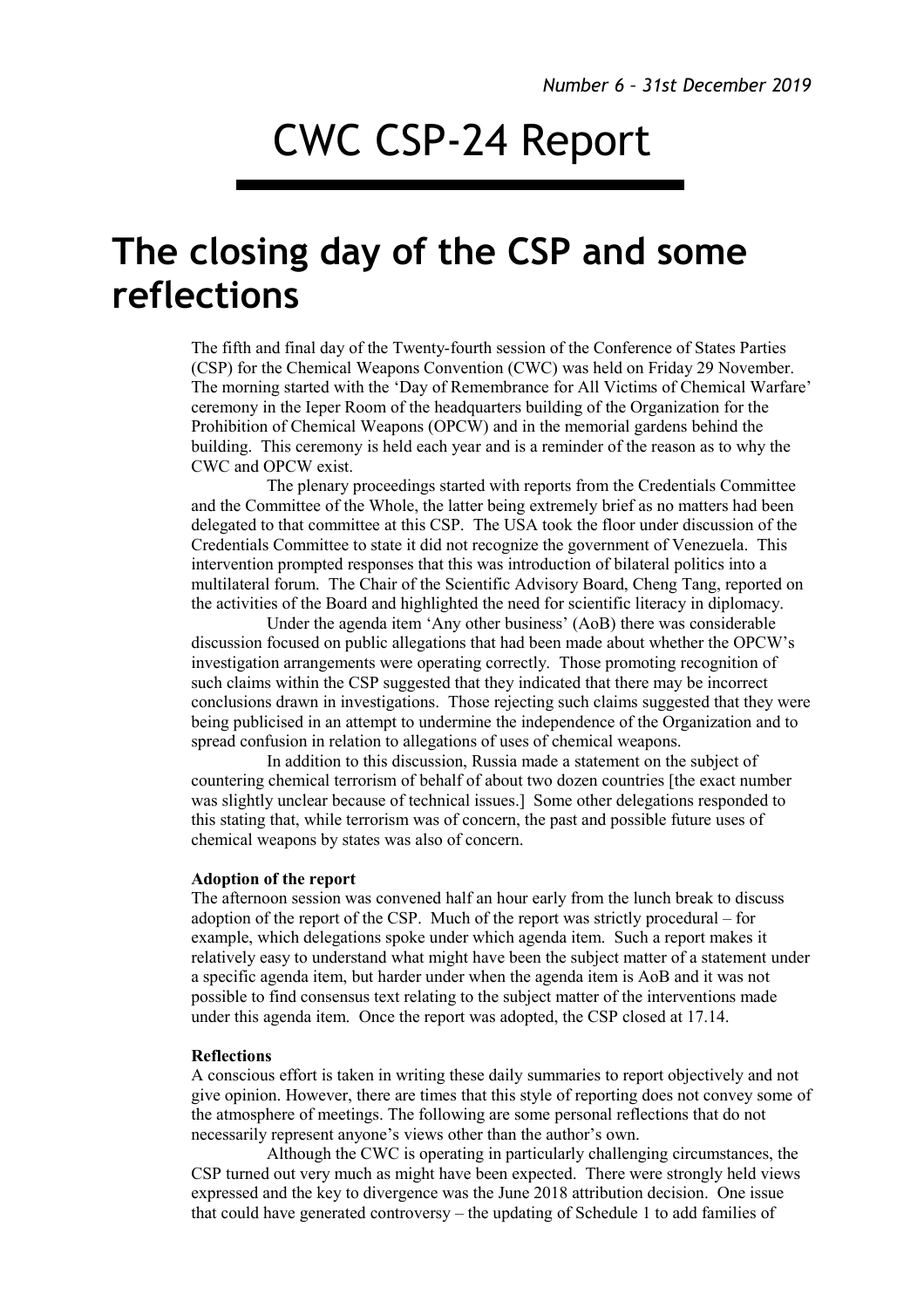*Number 6 – 31st December 2019*

# CWC CSP-24 Report

## The closing day of the CSP and some reflections

The fifth and final day of the Twenty-fourth session of the Conference of States Parties (CSP) for the Chemical Weapons Convention (CWC) was held on Friday 29 November. The morning started with the 'Day of Remembrance for All Victims of Chemical Warfare' ceremony in the Ieper Room of the headquarters building of the Organization for the Prohibition of Chemical Weapons (OPCW) and in the memorial gardens behind the building. This ceremony is held each year and is a reminder of the reason as to why the CWC and OPCW exist.

The plenary proceedings started with reports from the Credentials Committee and the Committee of the Whole, the latter being extremely brief as no matters had been delegated to that committee at this CSP. The USA took the floor under discussion of the Credentials Committee to state it did not recognize the government of Venezuela. This intervention prompted responses that this was introduction of bilateral politics into a multilateral forum. The Chair of the Scientific Advisory Board, Cheng Tang, reported on the activities of the Board and highlighted the need for scientific literacy in diplomacy.

Under the agenda item 'Any other business' (AoB) there was considerable discussion focused on public allegations that had been made about whether the OPCW's investigation arrangements were operating correctly. Those promoting recognition of such claims within the CSP suggested that they indicated that there may be incorrect conclusions drawn in investigations. Those rejecting such claims suggested that they were being publicised in an attempt to undermine the independence of the Organization and to spread confusion in relation to allegations of uses of chemical weapons.

In addition to this discussion, Russia made a statement on the subject of countering chemical terrorism of behalf of about two dozen countries [the exact number was slightly unclear because of technical issues.] Some other delegations responded to this stating that, while terrorism was of concern, the past and possible future uses of chemical weapons by states was also of concern.

**Adoption of the report**

The afternoon session was convened half an hour early from the lunch break to discuss adoption of the report of the CSP. Much of the report was strictly procedural – for example, which delegations spoke under which agenda item. Such a report makes it relatively easy to understand what might have been the subject matter of a statement under a specific agenda item, but harder under when the agenda item is AoB and it was not possible to find consensus text relating to the subject matter of the interventions made under this agenda item. Once the report was adopted, the CSP closed at 17.14.

**Reflections**

A conscious effort is taken in writing these daily summaries to report objectively and not give opinion. However, there are times that this style of reporting does not convey some of the atmosphere of meetings. The following are some personal reflections that do not necessarily represent anyone's views other than the author's own.

Although the CWC is operating in particularly challenging circumstances, the CSP turned out very much as might have been expected. There were strongly held views expressed and the key to divergence was the June 2018 attribution decision. One issue that could have generated controversy – the updating of Schedule 1 to add families of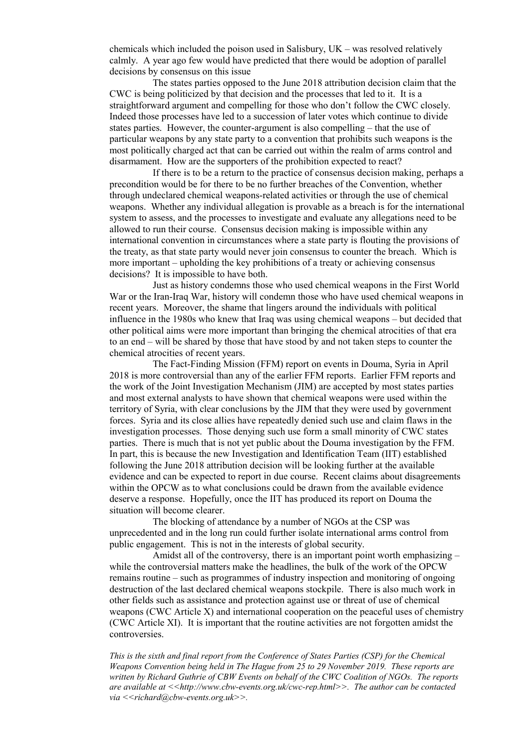chemicals which included the poison used in Salisbury, UK – was resolved relatively calmly. A year ago few would have predicted that there would be adoption of parallel decisions by consensus on this issue

The states parties opposed to the June 2018 attribution decision claim that the CWC is being politicized by that decision and the processes that led to it. It is a straightforward argument and compelling for those who don't follow the CWC closely. Indeed those processes have led to a succession of later votes which continue to divide states parties. However, the counter-argument is also compelling – that the use of particular weapons by any state party to a convention that prohibits such weapons is the most politically charged act that can be carried out within the realm of arms control and disarmament. How are the supporters of the prohibition expected to react?

If there is to be a return to the practice of consensus decision making, perhaps a precondition would be for there to be no further breaches of the Convention, whether through undeclared chemical weapons-related activities or through the use of chemical weapons. Whether any individual allegation is provable as a breach is for the international system to assess, and the processes to investigate and evaluate any allegations need to be allowed to run their course. Consensus decision making is impossible within any international convention in circumstances where a state party is flouting the provisions of the treaty, as that state party would never join consensus to counter the breach. Which is more important – upholding the key prohibitions of a treaty or achieving consensus decisions? It is impossible to have both.

Just as history condemns those who used chemical weapons in the First World War or the Iran-Iraq War, history will condemn those who have used chemical weapons in recent years. Moreover, the shame that lingers around the individuals with political influence in the 1980s who knew that Iraq was using chemical weapons – but decided that other political aims were more important than bringing the chemical atrocities of that era to an end – will be shared by those that have stood by and not taken steps to counter the chemical atrocities of recent years.

The Fact-Finding Mission (FFM) report on events in Douma, Syria in April 2018 is more controversial than any of the earlier FFM reports. Earlier FFM reports and the work of the Joint Investigation Mechanism (JIM) are accepted by most states parties and most external analysts to have shown that chemical weapons were used within the territory of Syria, with clear conclusions by the JIM that they were used by government forces. Syria and its close allies have repeatedly denied such use and claim flaws in the investigation processes. Those denying such use form a small minority of CWC states parties. There is much that is not yet public about the Douma investigation by the FFM. In part, this is because the new Investigation and Identification Team (IIT) established following the June 2018 attribution decision will be looking further at the available evidence and can be expected to report in due course. Recent claims about disagreements within the OPCW as to what conclusions could be drawn from the available evidence deserve a response. Hopefully, once the IIT has produced its report on Douma the situation will become clearer.

The blocking of attendance by a number of NGOs at the CSP was unprecedented and in the long run could further isolate international arms control from public engagement. This is not in the interests of global security.

Amidst all of the controversy, there is an important point worth emphasizing – while the controversial matters make the headlines, the bulk of the work of the OPCW remains routine – such as programmes of industry inspection and monitoring of ongoing destruction of the last declared chemical weapons stockpile. There is also much work in other fields such as assistance and protection against use or threat of use of chemical weapons (CWC Article X) and international cooperation on the peaceful uses of chemistry (CWC Article XI). It is important that the routine activities are not forgotten amidst the controversies.

*This is the sixth and final report from the Conference of States Parties (CSP) for the Chemical Weapons Convention being held in The Hague from 25 to 29 November 2019. These reports are written by Richard Guthrie of CBW Events on behalf of the CWC Coalition of NGOs. The reports are available at <<http://www.cbw-events.org.uk/cwc-rep.html>>. The author can be contacted via <<richard@cbw-events.org.uk>>.*